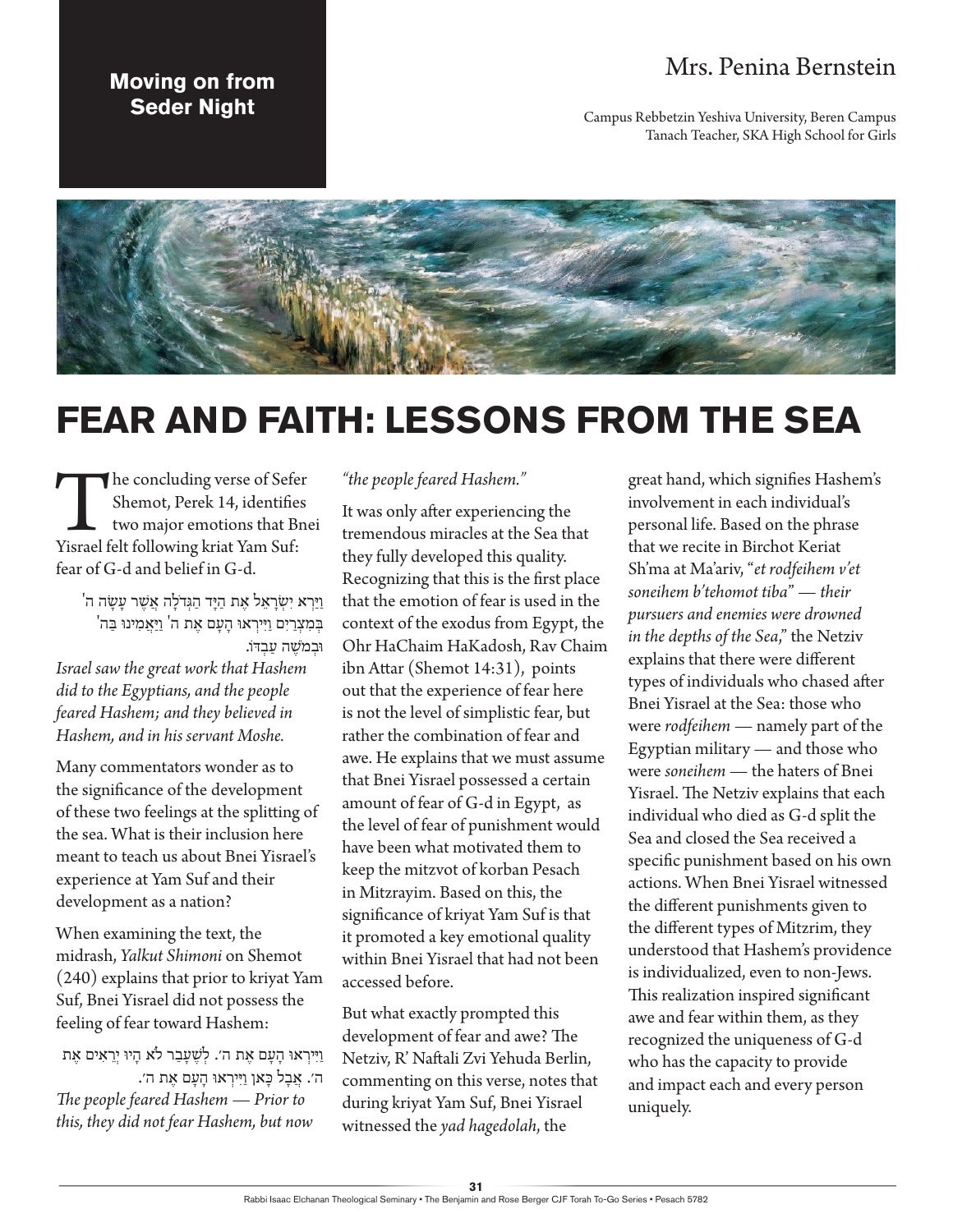**Moving on from Seder Night**

Mrs. Penina Bernstein

Campus Rebbetzin Yeshiva University, Beren Campus
Tanach Teacher, SKA High School for Girls

# FEAR AND FAITH: LESSONS FROM THE SEA

The concluding verse of Sefer Shemot, Perek 14, identifies two major emotions that Bnei Yisrael felt following kriat Yam Suf: fear of G-d and belief in G-d.

וַיַּרְא יִשְׂרָאֵל אֶת הַיָּד הַגְּדֹלָה אֲשֶׁר עָשָׂה ה' בְּמִצְרַיִם וַיִּירְאוּ הָעָם אֶת ה' וַיַּאֲמִינוּ בַּה' וּבְמֹשֶׁה עַבְדּוֹ.

*Israel saw the great work that Hashem did to the Egyptians, and the people feared Hashem; and they believed in Hashem, and in his servant Moshe.*

Many commentators wonder as to the significance of the development of these two feelings at the splitting of the sea. What is their inclusion here meant to teach us about Bnei Yisrael's experience at Yam Suf and their development as a nation?

When examining the text, the midrash, *Yalkut Shimoni* on Shemot (240) explains that prior to kriyat Yam Suf, Bnei Yisrael did not possess the feeling of fear toward Hashem:

וַיִּירְאוּ הָעָם אֶת ה'. לְשֶׁעָבַר לֹא הָיוּ יְרֵאִים אֶת ה'. אֲבָל כָּאן וַיִּירְאוּ הָעָם אֶת ה'.

*The people feared Hashem — Prior to this, they did not fear Hashem, but now "the people feared Hashem."*

It was only after experiencing the tremendous miracles at the Sea that they fully developed this quality. Recognizing that this is the first place that the emotion of fear is used in the context of the exodus from Egypt, the Ohr HaChaim HaKadosh, Rav Chaim ibn Attar (Shemot 14:31), points out that the experience of fear here is not the level of simplistic fear, but rather the combination of fear and awe. He explains that we must assume that Bnei Yisrael possessed a certain amount of fear of G-d in Egypt, as the level of fear of punishment would have been what motivated them to keep the mitzvot of korban Pesach in Mitzrayim. Based on this, the significance of kriyat Yam Suf is that it promoted a key emotional quality within Bnei Yisrael that had not been accessed before.

But what exactly prompted this development of fear and awe? The Netziv, R' Naftali Zvi Yehuda Berlin, commenting on this verse, notes that during kriyat Yam Suf, Bnei Yisrael witnessed the *yad hagedolah*, the great hand, which signifies Hashem's involvement in each individual's personal life. Based on the phrase that we recite in Birchot Keriat Sh'ma at Ma'ariv, "*et rodfeihem v'et soneihem b'tehomot tiba*" — *their pursuers and enemies were drowned in the depths of the Sea*," the Netziv explains that there were different types of individuals who chased after Bnei Yisrael at the Sea: those who were *rodfeihem* — namely part of the Egyptian military — and those who were *soneihem* — the haters of Bnei Yisrael. The Netziv explains that each individual who died as G-d split the Sea and closed the Sea received a specific punishment based on his own actions. When Bnei Yisrael witnessed the different punishments given to the different types of Mitzrim, they understood that Hashem's providence is individualized, even to non-Jews. This realization inspired significant awe and fear within them, as they recognized the uniqueness of G-d who has the capacity to provide and impact each and every person uniquely.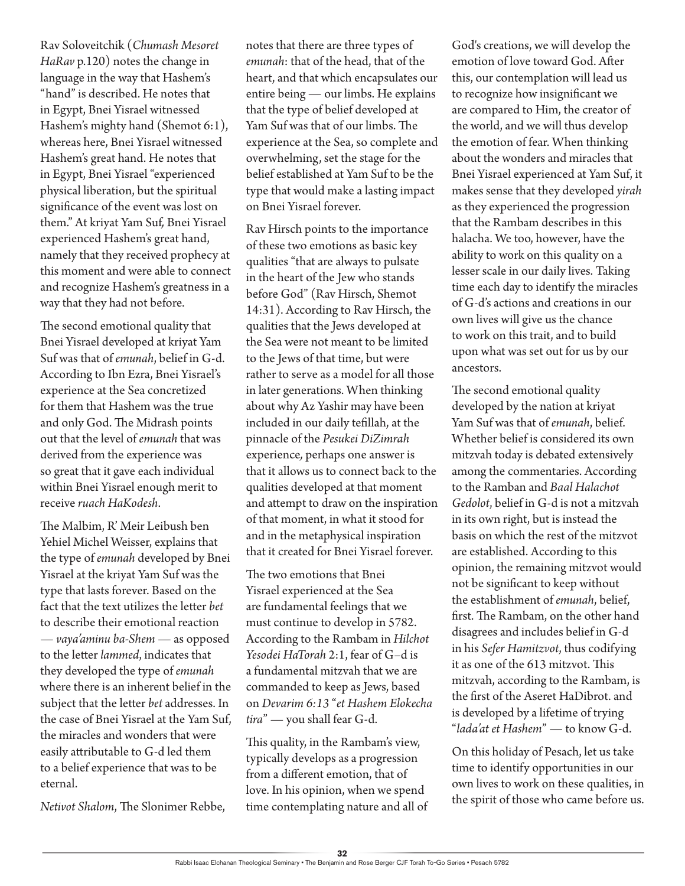Rav Soloveitchik (*Chumash Mesoret HaRav* p.120) notes the change in language in the way that Hashem's "hand" is described. He notes that in Egypt, Bnei Yisrael witnessed Hashem's mighty hand (Shemot 6:1), whereas here, Bnei Yisrael witnessed Hashem's great hand. He notes that in Egypt, Bnei Yisrael "experienced physical liberation, but the spiritual significance of the event was lost on them." At kriyat Yam Suf, Bnei Yisrael experienced Hashem's great hand, namely that they received prophecy at this moment and were able to connect and recognize Hashem's greatness in a way that they had not before.

The second emotional quality that Bnei Yisrael developed at kriyat Yam Suf was that of *emunah*, belief in G-d. According to Ibn Ezra, Bnei Yisrael's experience at the Sea concretized for them that Hashem was the true and only God. The Midrash points out that the level of *emunah* that was derived from the experience was so great that it gave each individual within Bnei Yisrael enough merit to receive *ruach HaKodesh*.

The Malbim, R' Meir Leibush ben Yehiel Michel Weisser, explains that the type of *emunah* developed by Bnei Yisrael at the kriyat Yam Suf was the type that lasts forever. Based on the fact that the text utilizes the letter *bet* to describe their emotional reaction — *vaya'aminu ba-Shem* — as opposed to the letter *lammed*, indicates that they developed the type of *emunah* where there is an inherent belief in the subject that the letter *bet* addresses. In the case of Bnei Yisrael at the Yam Suf, the miracles and wonders that were easily attributable to G-d led them to a belief experience that was to be eternal.

*Netivot Shalom*, The Slonimer Rebbe, notes that there are three types of *emunah*: that of the head, that of the heart, and that which encapsulates our entire being — our limbs. He explains that the type of belief developed at Yam Suf was that of our limbs. The experience at the Sea, so complete and overwhelming, set the stage for the belief established at Yam Suf to be the type that would make a lasting impact on Bnei Yisrael forever.

Rav Hirsch points to the importance of these two emotions as basic key qualities "that are always to pulsate in the heart of the Jew who stands before God" (Rav Hirsch, Shemot 14:31). According to Rav Hirsch, the qualities that the Jews developed at the Sea were not meant to be limited to the Jews of that time, but were rather to serve as a model for all those in later generations. When thinking about why Az Yashir may have been included in our daily tefillah, at the pinnacle of the *Pesukei DiZimrah* experience, perhaps one answer is that it allows us to connect back to the qualities developed at that moment and attempt to draw on the inspiration of that moment, in what it stood for and in the metaphysical inspiration that it created for Bnei Yisrael forever.

The two emotions that Bnei Yisrael experienced at the Sea are fundamental feelings that we must continue to develop in 5782. According to the Rambam in *Hilchot Yesodei HaTorah* 2:1, fear of G–d is a fundamental mitzvah that we are commanded to keep as Jews, based on *Devarim 6:13 "et Hashem Elokecha tira"* — you shall fear G-d.

This quality, in the Rambam's view, typically develops as a progression from a different emotion, that of love. In his opinion, when we spend time contemplating nature and all of God's creations, we will develop the emotion of love toward God. After this, our contemplation will lead us to recognize how insignificant we are compared to Him, the creator of the world, and we will thus develop the emotion of fear. When thinking about the wonders and miracles that Bnei Yisrael experienced at Yam Suf, it makes sense that they developed *yirah* as they experienced the progression that the Rambam describes in this halacha. We too, however, have the ability to work on this quality on a lesser scale in our daily lives. Taking time each day to identify the miracles of G-d's actions and creations in our own lives will give us the chance to work on this trait, and to build upon what was set out for us by our ancestors.

The second emotional quality developed by the nation at kriyat Yam Suf was that of *emunah*, belief. Whether belief is considered its own mitzvah today is debated extensively among the commentaries. According to the Ramban and *Baal Halachot Gedolot*, belief in G-d is not a mitzvah in its own right, but is instead the basis on which the rest of the mitzvot are established. According to this opinion, the remaining mitzvot would not be significant to keep without the establishment of *emunah*, belief, first. The Rambam, on the other hand disagrees and includes belief in G-d in his *Sefer Hamitzvot*, thus codifying it as one of the 613 mitzvot. This mitzvah, according to the Rambam, is the first of the Aseret HaDibrot. and is developed by a lifetime of trying "*lada'at et Hashem*" — to know G-d.

On this holiday of Pesach, let us take time to identify opportunities in our own lives to work on these qualities, in the spirit of those who came before us.